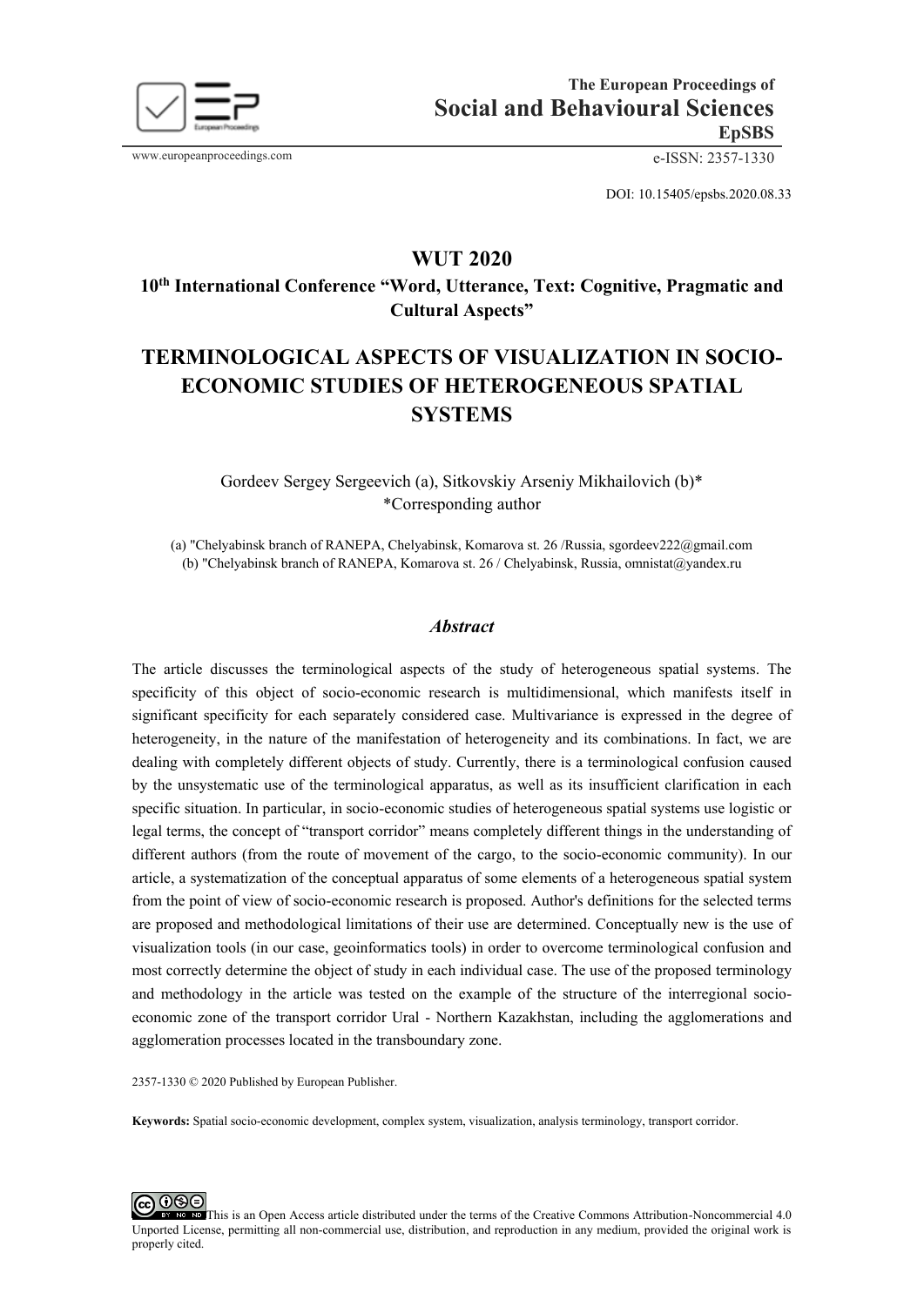# WUT 2020

## 10th International Conference "Word, Utterance, Text: Cognitive, Pragmatic and Cultural Aspects"

# TERMINOLOGICAL ASPECTS OF VISUALIZATION IN SOCIO-ECONOMIC STUDIES OF HETEROGENEOUS SPATIAL SYSTEMS

Gordeev Sergey Sergeevich (a), Sitkovskiy Arseniy Mikhailovich (b)*
*Corresponding author

(a) "Chelyabinsk branch of RANEPA, Chelyabinsk, Komarova st. 26 /Russia, sgordeev222@gmail.com
(b) "Chelyabinsk branch of RANEPA, Komarova st. 26 / Chelyabinsk, Russia, omnistat@yandex.ru

DOI: 10.15405/epsbs.2020.08.33

## *Abstract*

The article discusses the terminological aspects of the study of heterogeneous spatial systems. The specificity of this object of socio-economic research is multidimensional, which manifests itself in significant specificity for each separately considered case. Multivariance is expressed in the degree of heterogeneity, in the nature of the manifestation of heterogeneity and its combinations. In fact, we are dealing with completely different objects of study. Currently, there is a terminological confusion caused by the unsystematic use of the terminological apparatus, as well as its insufficient clarification in each specific situation. In particular, in socio-economic studies of heterogeneous spatial systems use logistic or legal terms, the concept of "transport corridor" means completely different things in the understanding of different authors (from the route of movement of the cargo, to the socio-economic community). In our article, a systematization of the conceptual apparatus of some elements of a heterogeneous spatial system from the point of view of socio-economic research is proposed. Author's definitions for the selected terms are proposed and methodological limitations of their use are determined. Conceptually new is the use of visualization tools (in our case, geoinformatics tools) in order to overcome terminological confusion and most correctly determine the object of study in each individual case. The use of the proposed terminology and methodology in the article was tested on the example of the structure of the interregional socio-economic zone of the transport corridor Ural - Northern Kazakhstan, including the agglomerations and agglomeration processes located in the transboundary zone.

2357-1330 © 2020 Published by European Publisher.

**Keywords:** Spatial socio-economic development, complex system, visualization, analysis terminology, transport corridor.

This is an Open Access article distributed under the terms of the Creative Commons Attribution-Noncommercial 4.0 Unported License, permitting all non-commercial use, distribution, and reproduction in any medium, provided the original work is properly cited.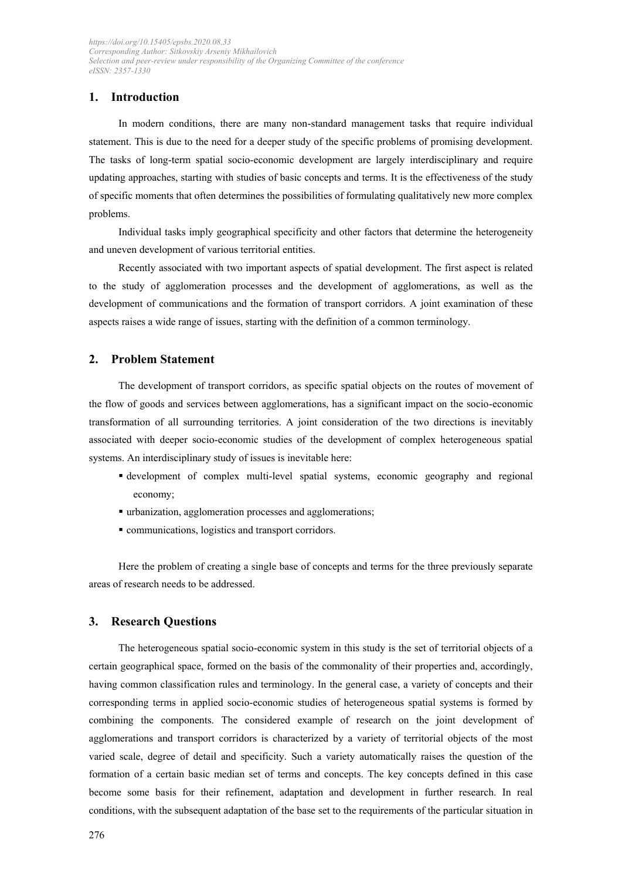## 1. Introduction

In modern conditions, there are many non-standard management tasks that require individual statement. This is due to the need for a deeper study of the specific problems of promising development. The tasks of long-term spatial socio-economic development are largely interdisciplinary and require updating approaches, starting with studies of basic concepts and terms. It is the effectiveness of the study of specific moments that often determines the possibilities of formulating qualitatively new more complex problems.

Individual tasks imply geographical specificity and other factors that determine the heterogeneity and uneven development of various territorial entities.

Recently associated with two important aspects of spatial development. The first aspect is related to the study of agglomeration processes and the development of agglomerations, as well as the development of communications and the formation of transport corridors. A joint examination of these aspects raises a wide range of issues, starting with the definition of a common terminology.

## 2. Problem Statement

The development of transport corridors, as specific spatial objects on the routes of movement of the flow of goods and services between agglomerations, has a significant impact on the socio-economic transformation of all surrounding territories. A joint consideration of the two directions is inevitably associated with deeper socio-economic studies of the development of complex heterogeneous spatial systems. An interdisciplinary study of issues is inevitable here:

- development of complex multi-level spatial systems, economic geography and regional economy;
- urbanization, agglomeration processes and agglomerations;
- communications, logistics and transport corridors.

Here the problem of creating a single base of concepts and terms for the three previously separate areas of research needs to be addressed.

## 3. Research Questions

The heterogeneous spatial socio-economic system in this study is the set of territorial objects of a certain geographical space, formed on the basis of the commonality of their properties and, accordingly, having common classification rules and terminology. In the general case, a variety of concepts and their corresponding terms in applied socio-economic studies of heterogeneous spatial systems is formed by combining the components. The considered example of research on the joint development of agglomerations and transport corridors is characterized by a variety of territorial objects of the most varied scale, degree of detail and specificity. Such a variety automatically raises the question of the formation of a certain basic median set of terms and concepts. The key concepts defined in this case become some basis for their refinement, adaptation and development in further research. In real conditions, with the subsequent adaptation of the base set to the requirements of the particular situation in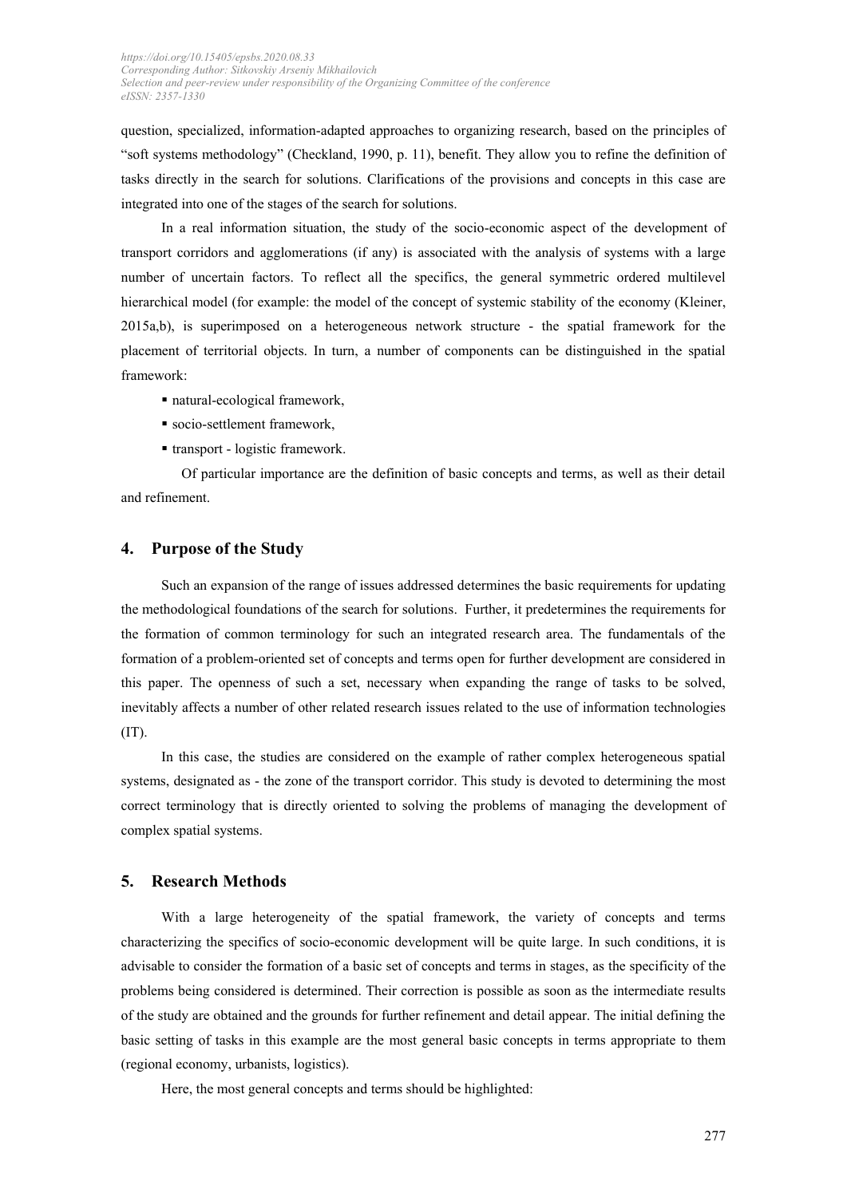question, specialized, information-adapted approaches to organizing research, based on the principles of "soft systems methodology" (Checkland, 1990, p. 11), benefit. They allow you to refine the definition of tasks directly in the search for solutions. Clarifications of the provisions and concepts in this case are integrated into one of the stages of the search for solutions.

In a real information situation, the study of the socio-economic aspect of the development of transport corridors and agglomerations (if any) is associated with the analysis of systems with a large number of uncertain factors. To reflect all the specifics, the general symmetric ordered multilevel hierarchical model (for example: the model of the concept of systemic stability of the economy (Kleiner, 2015a,b), is superimposed on a heterogeneous network structure - the spatial framework for the placement of territorial objects. In turn, a number of components can be distinguished in the spatial framework:

- natural-ecological framework,
- socio-settlement framework,
- transport - logistic framework.

Of particular importance are the definition of basic concepts and terms, as well as their detail and refinement.

## 4. Purpose of the Study

Such an expansion of the range of issues addressed determines the basic requirements for updating the methodological foundations of the search for solutions. Further, it predetermines the requirements for the formation of common terminology for such an integrated research area. The fundamentals of the formation of a problem-oriented set of concepts and terms open for further development are considered in this paper. The openness of such a set, necessary when expanding the range of tasks to be solved, inevitably affects a number of other related research issues related to the use of information technologies (IT).

In this case, the studies are considered on the example of rather complex heterogeneous spatial systems, designated as - the zone of the transport corridor. This study is devoted to determining the most correct terminology that is directly oriented to solving the problems of managing the development of complex spatial systems.

## 5. Research Methods

With a large heterogeneity of the spatial framework, the variety of concepts and terms characterizing the specifics of socio-economic development will be quite large. In such conditions, it is advisable to consider the formation of a basic set of concepts and terms in stages, as the specificity of the problems being considered is determined. Their correction is possible as soon as the intermediate results of the study are obtained and the grounds for further refinement and detail appear. The initial defining the basic setting of tasks in this example are the most general basic concepts in terms appropriate to them (regional economy, urbanists, logistics).

Here, the most general concepts and terms should be highlighted: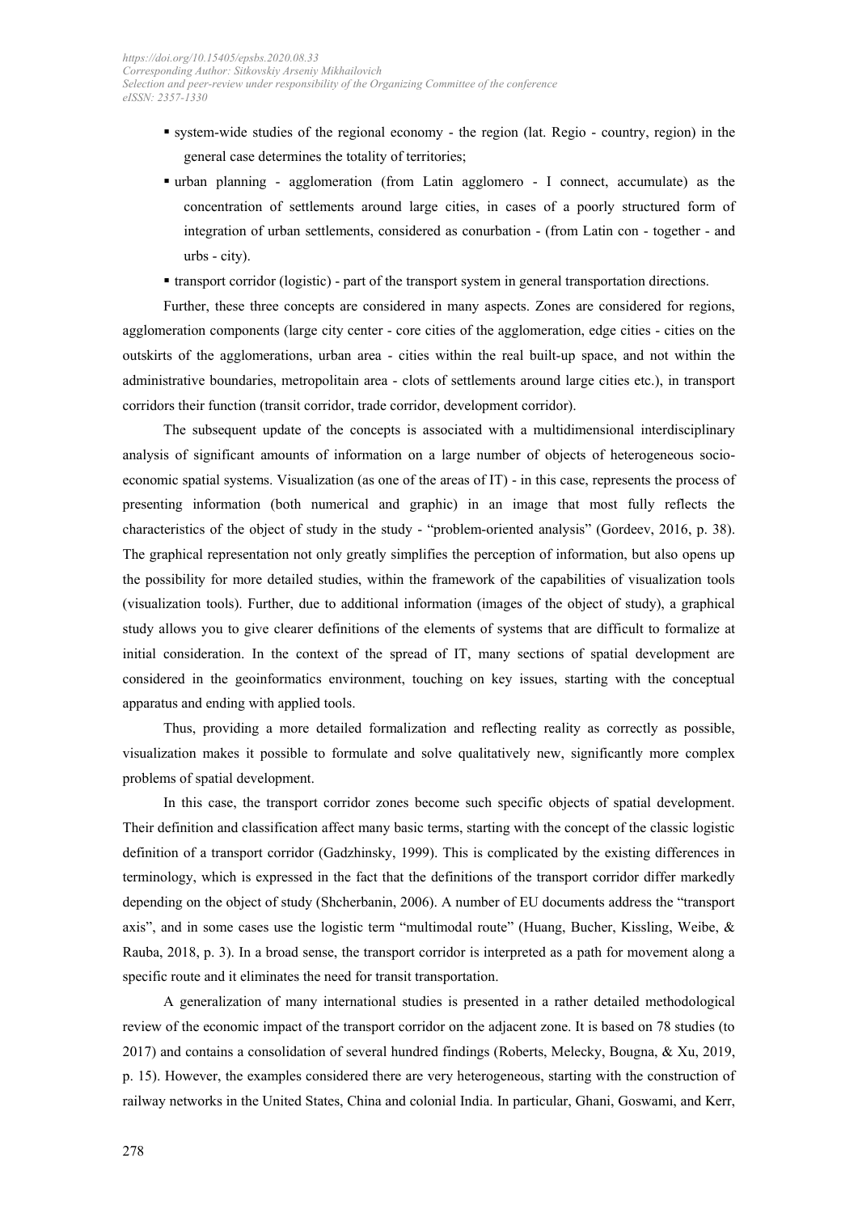- system-wide studies of the regional economy - the region (lat. Regio - country, region) in the general case determines the totality of territories;
- urban planning - agglomeration (from Latin agglomero - I connect, accumulate) as the concentration of settlements around large cities, in cases of a poorly structured form of integration of urban settlements, considered as conurbation - (from Latin con - together - and urbs - city).
- transport corridor (logistic) - part of the transport system in general transportation directions.

Further, these three concepts are considered in many aspects. Zones are considered for regions, agglomeration components (large city center - core cities of the agglomeration, edge cities - cities on the outskirts of the agglomerations, urban area - cities within the real built-up space, and not within the administrative boundaries, metropolitain area - clots of settlements around large cities etc.), in transport corridors their function (transit corridor, trade corridor, development corridor).

The subsequent update of the concepts is associated with a multidimensional interdisciplinary analysis of significant amounts of information on a large number of objects of heterogeneous socio-economic spatial systems. Visualization (as one of the areas of IT) - in this case, represents the process of presenting information (both numerical and graphic) in an image that most fully reflects the characteristics of the object of study in the study - "problem-oriented analysis" (Gordeev, 2016, p. 38). The graphical representation not only greatly simplifies the perception of information, but also opens up the possibility for more detailed studies, within the framework of the capabilities of visualization tools (visualization tools). Further, due to additional information (images of the object of study), a graphical study allows you to give clearer definitions of the elements of systems that are difficult to formalize at initial consideration. In the context of the spread of IT, many sections of spatial development are considered in the geoinformatics environment, touching on key issues, starting with the conceptual apparatus and ending with applied tools.

Thus, providing a more detailed formalization and reflecting reality as correctly as possible, visualization makes it possible to formulate and solve qualitatively new, significantly more complex problems of spatial development.

In this case, the transport corridor zones become such specific objects of spatial development. Their definition and classification affect many basic terms, starting with the concept of the classic logistic definition of a transport corridor (Gadzhinsky, 1999). This is complicated by the existing differences in terminology, which is expressed in the fact that the definitions of the transport corridor differ markedly depending on the object of study (Shcherbanin, 2006). A number of EU documents address the "transport axis", and in some cases use the logistic term "multimodal route" (Huang, Bucher, Kissling, Weibe, & Rauba, 2018, p. 3). In a broad sense, the transport corridor is interpreted as a path for movement along a specific route and it eliminates the need for transit transportation.

A generalization of many international studies is presented in a rather detailed methodological review of the economic impact of the transport corridor on the adjacent zone. It is based on 78 studies (to 2017) and contains a consolidation of several hundred findings (Roberts, Melecky, Bougna, & Xu, 2019, p. 15). However, the examples considered there are very heterogeneous, starting with the construction of railway networks in the United States, China and colonial India. In particular, Ghani, Goswami, and Kerr,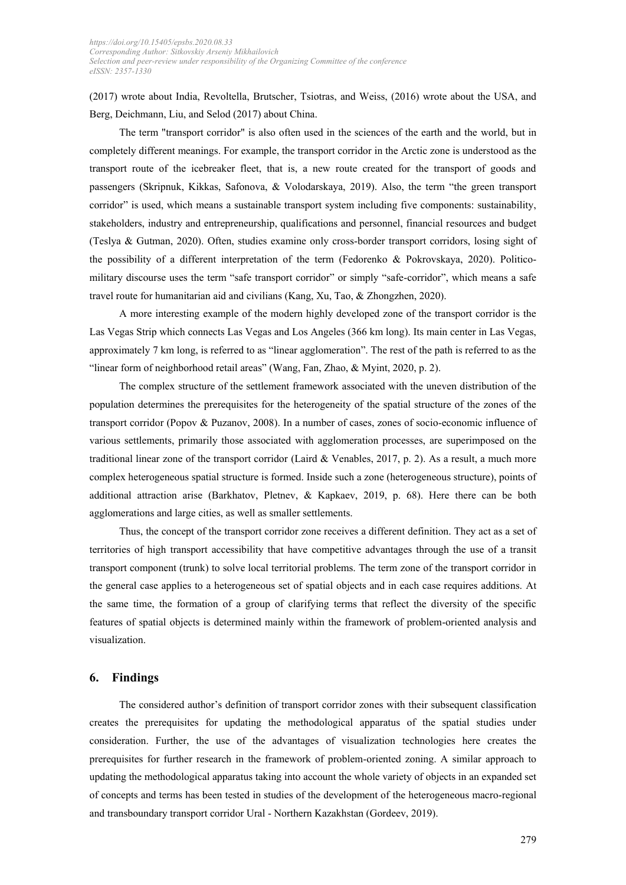(2017) wrote about India, Revoltella, Brutscher, Tsiotras, and Weiss, (2016) wrote about the USA, and Berg, Deichmann, Liu, and Selod (2017) about China.

The term "transport corridor" is also often used in the sciences of the earth and the world, but in completely different meanings. For example, the transport corridor in the Arctic zone is understood as the transport route of the icebreaker fleet, that is, a new route created for the transport of goods and passengers (Skripnuk, Kikkas, Safonova, & Volodarskaya, 2019). Also, the term "the green transport corridor" is used, which means a sustainable transport system including five components: sustainability, stakeholders, industry and entrepreneurship, qualifications and personnel, financial resources and budget (Teslya & Gutman, 2020). Often, studies examine only cross-border transport corridors, losing sight of the possibility of a different interpretation of the term (Fedorenko & Pokrovskaya, 2020). Politico-military discourse uses the term "safe transport corridor" or simply "safe-corridor", which means a safe travel route for humanitarian aid and civilians (Kang, Xu, Tao, & Zhongzhen, 2020).

A more interesting example of the modern highly developed zone of the transport corridor is the Las Vegas Strip which connects Las Vegas and Los Angeles (366 km long). Its main center in Las Vegas, approximately 7 km long, is referred to as "linear agglomeration". The rest of the path is referred to as the "linear form of neighborhood retail areas" (Wang, Fan, Zhao, & Myint, 2020, p. 2).

The complex structure of the settlement framework associated with the uneven distribution of the population determines the prerequisites for the heterogeneity of the spatial structure of the zones of the transport corridor (Popov & Puzanov, 2008). In a number of cases, zones of socio-economic influence of various settlements, primarily those associated with agglomeration processes, are superimposed on the traditional linear zone of the transport corridor (Laird & Venables, 2017, p. 2). As a result, a much more complex heterogeneous spatial structure is formed. Inside such a zone (heterogeneous structure), points of additional attraction arise (Barkhatov, Pletnev, & Kapkaev, 2019, p. 68). Here there can be both agglomerations and large cities, as well as smaller settlements.

Thus, the concept of the transport corridor zone receives a different definition. They act as a set of territories of high transport accessibility that have competitive advantages through the use of a transit transport component (trunk) to solve local territorial problems. The term zone of the transport corridor in the general case applies to a heterogeneous set of spatial objects and in each case requires additions. At the same time, the formation of a group of clarifying terms that reflect the diversity of the specific features of spatial objects is determined mainly within the framework of problem-oriented analysis and visualization.

## 6. Findings

The considered author's definition of transport corridor zones with their subsequent classification creates the prerequisites for updating the methodological apparatus of the spatial studies under consideration. Further, the use of the advantages of visualization technologies here creates the prerequisites for further research in the framework of problem-oriented zoning. A similar approach to updating the methodological apparatus taking into account the whole variety of objects in an expanded set of concepts and terms has been tested in studies of the development of the heterogeneous macro-regional and transboundary transport corridor Ural - Northern Kazakhstan (Gordeev, 2019).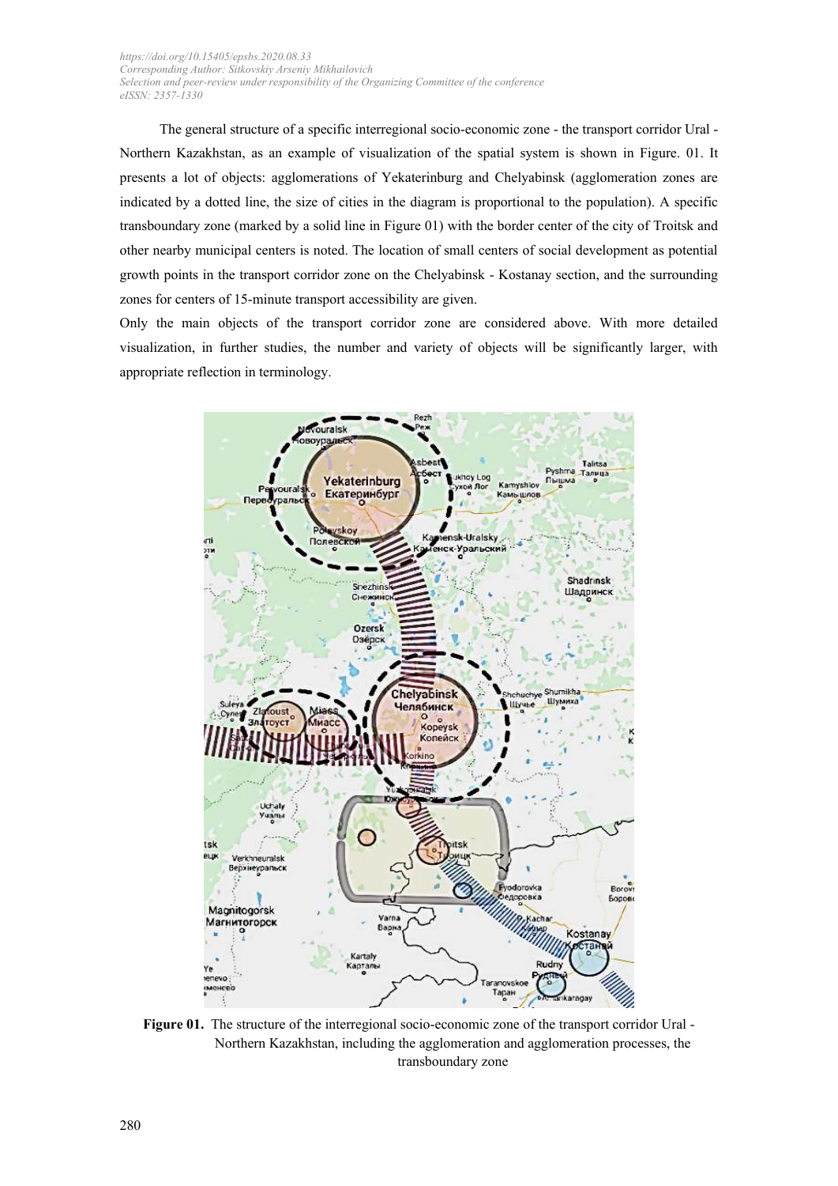The general structure of a specific interregional socio-economic zone - the transport corridor Ural - Northern Kazakhstan, as an example of visualization of the spatial system is shown in Figure. 01. It presents a lot of objects: agglomerations of Yekaterinburg and Chelyabinsk (agglomeration zones are indicated by a dotted line, the size of cities in the diagram is proportional to the population). A specific transboundary zone (marked by a solid line in Figure 01) with the border center of the city of Troitsk and other nearby municipal centers is noted. The location of small centers of social development as potential growth points in the transport corridor zone on the Chelyabinsk - Kostanay section, and the surrounding zones for centers of 15-minute transport accessibility are given.

Only the main objects of the transport corridor zone are considered above. With more detailed visualization, in further studies, the number and variety of objects will be significantly larger, with appropriate reflection in terminology.

**Figure 01.** The structure of the interregional socio-economic zone of the transport corridor Ural - Northern Kazakhstan, including the agglomeration and agglomeration processes, the transboundary zone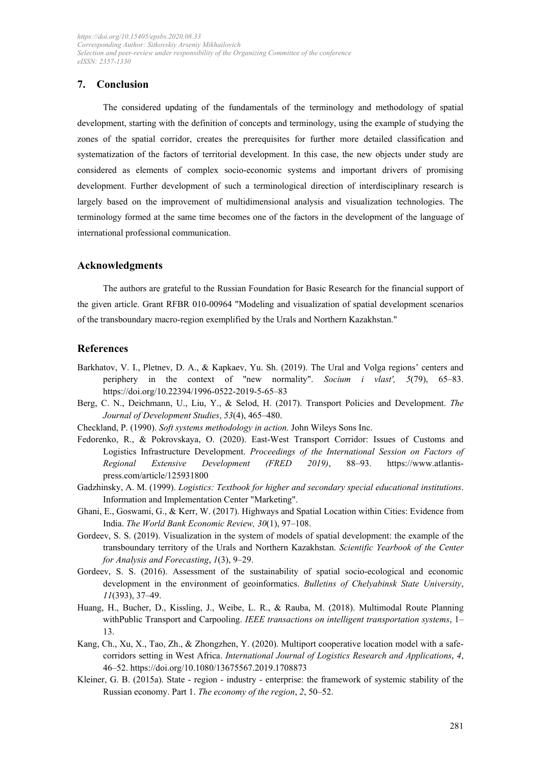## 7. Conclusion

The considered updating of the fundamentals of the terminology and methodology of spatial development, starting with the definition of concepts and terminology, using the example of studying the zones of the spatial corridor, creates the prerequisites for further more detailed classification and systematization of the factors of territorial development. In this case, the new objects under study are considered as elements of complex socio-economic systems and important drivers of promising development. Further development of such a terminological direction of interdisciplinary research is largely based on the improvement of multidimensional analysis and visualization technologies. The terminology formed at the same time becomes one of the factors in the development of the language of international professional communication.

## Acknowledgments

The authors are grateful to the Russian Foundation for Basic Research for the financial support of the given article. Grant RFBR 010-00964 "Modeling and visualization of spatial development scenarios of the transboundary macro-region exemplified by the Urals and Northern Kazakhstan."

## References

Barkhatov, V. I., Pletnev, D. A., & Kapkaev, Yu. Sh. (2019). The Ural and Volga regions' centers and periphery in the context of "new normality". *Socium i vlast', 5*(79), 65–83. https://doi.org/10.22394/1996-0522-2019-5-65–83

Berg, C. N., Deichmann, U., Liu, Y., & Selod, H. (2017). Transport Policies and Development. *The Journal of Development Studies*, *53*(4), 465–480.

Checkland, P. (1990). *Soft systems methodology in action.* John Wileys Sons Inc.

Fedorenko, R., & Pokrovskaya, O. (2020). East-West Transport Corridor: Issues of Customs and Logistics Infrastructure Development. *Proceedings of the International Session on Factors of Regional Extensive Development (FRED 2019)*, 88–93. https://www.atlantis-press.com/article/125931800

Gadzhinsky, A. M. (1999). *Logistics: Textbook for higher and secondary special educational institutions*. Information and Implementation Center "Marketing".

Ghani, E., Goswami, G., & Kerr, W. (2017). Highways and Spatial Location within Cities: Evidence from India. *The World Bank Economic Review, 30*(1), 97–108.

Gordeev, S. S. (2019). Visualization in the system of models of spatial development: the example of the transboundary territory of the Urals and Northern Kazakhstan. *Scientific Yearbook of the Center for Analysis and Forecasting*, *1*(3), 9–29.

Gordeev, S. S. (2016). Assessment of the sustainability of spatial socio-ecological and economic development in the environment of geoinformatics. *Bulletins of Chelyabinsk State University*, *11*(393), 37–49.

Huang, H., Bucher, D., Kissling, J., Weibe, L. R., & Rauba, M. (2018). Multimodal Route Planning withPublic Transport and Carpooling. *IEEE transactions on intelligent transportation systems*, 1–13.

Kang, Ch., Xu, X., Tao, Zh., & Zhongzhen, Y. (2020). Multiport cooperative location model with a safe-corridors setting in West Africa. *International Journal of Logistics Research and Applications*, *4*, 46–52. https://doi.org/10.1080/13675567.2019.1708873

Kleiner, G. B. (2015a). State - region - industry - enterprise: the framework of systemic stability of the Russian economy. Part 1. *The economy of the region*, *2*, 50–52.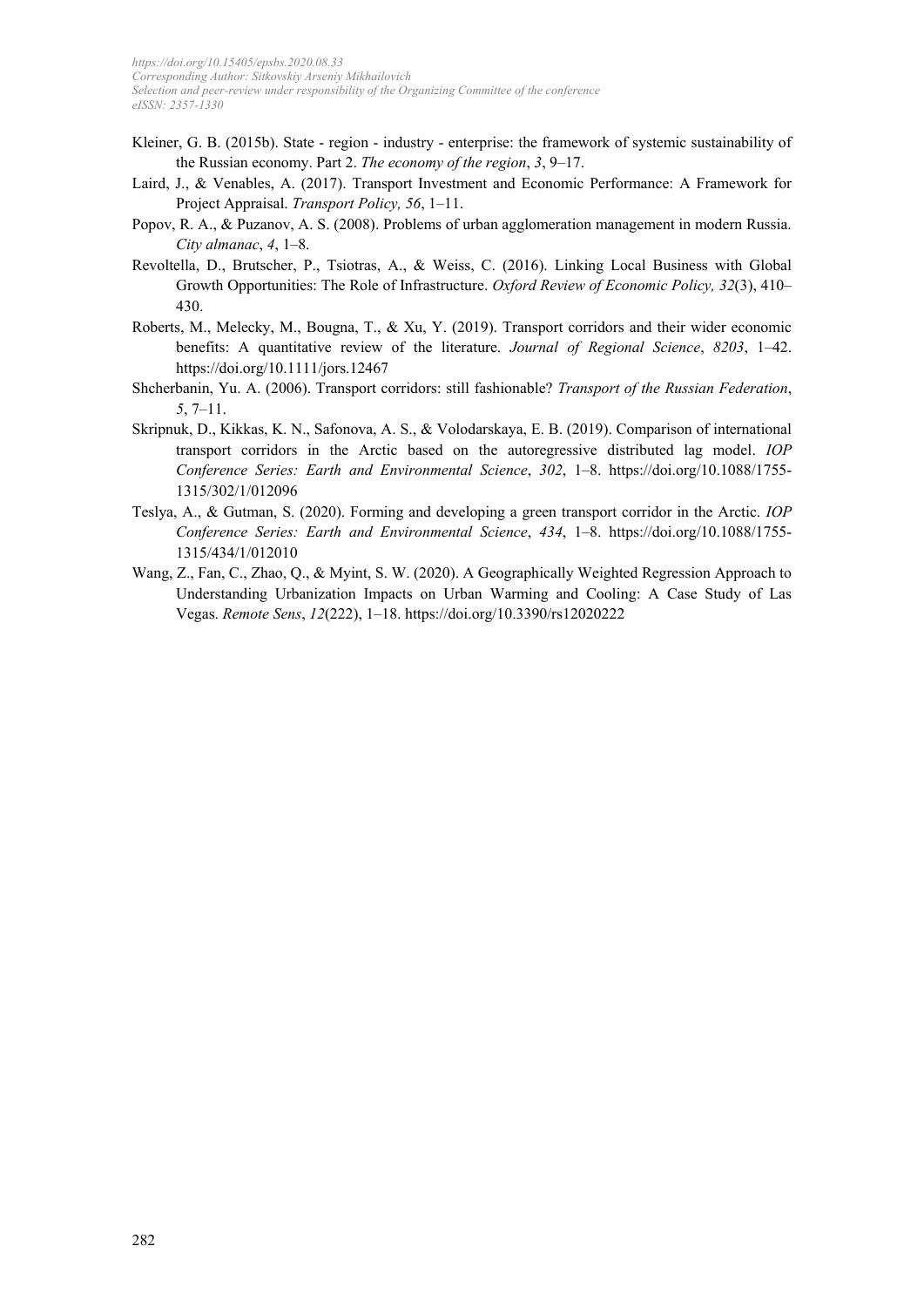Kleiner, G. B. (2015b). State - region - industry - enterprise: the framework of systemic sustainability of the Russian economy. Part 2. *The economy of the region*, *3*, 9–17.

Laird, J., & Venables, A. (2017). Transport Investment and Economic Performance: A Framework for Project Appraisal. *Transport Policy, 56*, 1–11.

Popov, R. A., & Puzanov, A. S. (2008). Problems of urban agglomeration management in modern Russia. *City almanac*, *4*, 1–8.

Revoltella, D., Brutscher, P., Tsiotras, A., & Weiss, C. (2016). Linking Local Business with Global Growth Opportunities: The Role of Infrastructure. *Oxford Review of Economic Policy, 32*(3), 410–430.

Roberts, M., Melecky, M., Bougna, T., & Xu, Y. (2019). Transport corridors and their wider economic benefits: A quantitative review of the literature. *Journal of Regional Science*, *8203*, 1–42. https://doi.org/10.1111/jors.12467

Shcherbanin, Yu. A. (2006). Transport corridors: still fashionable? *Transport of the Russian Federation*, *5*, 7–11.

Skripnuk, D., Kikkas, K. N., Safonova, A. S., & Volodarskaya, E. B. (2019). Comparison of international transport corridors in the Arctic based on the autoregressive distributed lag model. *IOP Conference Series: Earth and Environmental Science*, *302*, 1–8. https://doi.org/10.1088/1755-1315/302/1/012096

Teslya, A., & Gutman, S. (2020). Forming and developing a green transport corridor in the Arctic. *IOP Conference Series: Earth and Environmental Science*, *434*, 1–8. https://doi.org/10.1088/1755-1315/434/1/012010

Wang, Z., Fan, C., Zhao, Q., & Myint, S. W. (2020). A Geographically Weighted Regression Approach to Understanding Urbanization Impacts on Urban Warming and Cooling: A Case Study of Las Vegas. *Remote Sens*, *12*(222), 1–18. https://doi.org/10.3390/rs12020222